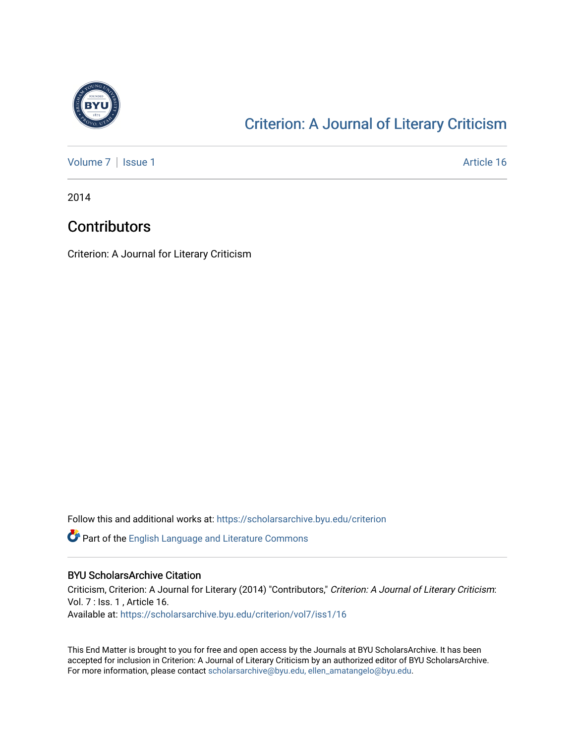# [Criterion: A Journal of Literary Criticism](https://scholarsarchive.byu.edu/criterion)

[Volume 7](https://scholarsarchive.byu.edu/criterion/vol7) | [Issue 1](https://scholarsarchive.byu.edu/criterion/vol7/iss1) [Article 16](https://scholarsarchive.byu.edu/criterion/vol7/iss1/16)

2014

## Contributors

Criterion: A Journal for Literary Criticism

Follow this and additional works at: https://scholarsarchive.byu.edu/criterion

Part of the [English Language and Literature Commons](http://network.bepress.com/hgg/discipline/455?utm_source=scholarsarchive.byu.edu%2Fcriterion%2Fvol7%2Fiss1%2F16&utm_medium=PDF&utm_campaign=PDFCoverPages)

### BYU ScholarsArchive Citation

Criticism, Criterion: A Journal for Literary (2014) "Contributors," *Criterion: A Journal of Literary Criticism*: Vol. 7 : Iss. 1 , Article 16.
Available at: https://scholarsarchive.byu.edu/criterion/vol7/iss1/16

This End Matter is brought to you for free and open access by the Journals at BYU ScholarsArchive. It has been accepted for inclusion in Criterion: A Journal of Literary Criticism by an authorized editor of BYU ScholarsArchive. For more information, please contact scholarsarchive@byu.edu, ellen_amatangelo@byu.edu.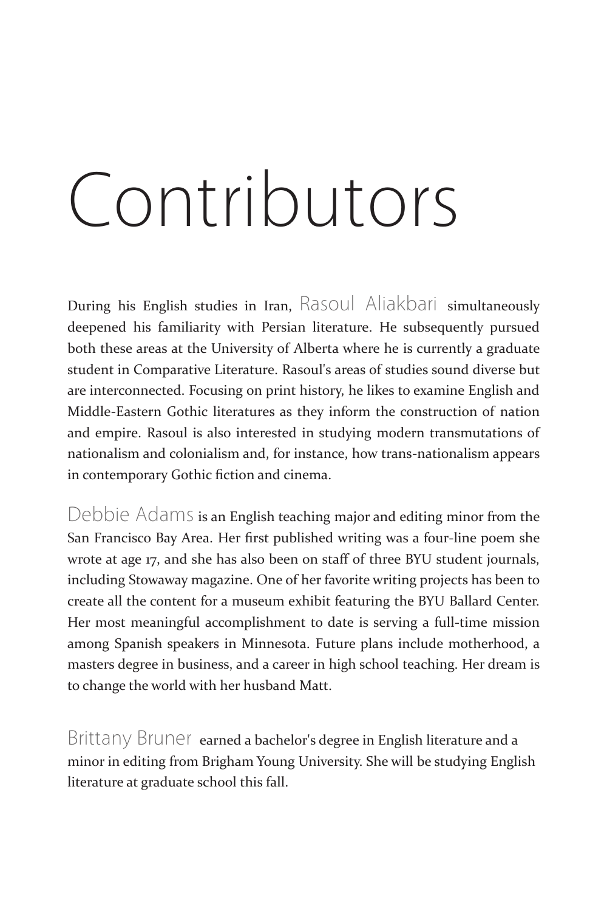# Contributors

During his English studies in Iran, Rasoul Aliakbari simultaneously deepened his familiarity with Persian literature. He subsequently pursued both these areas at the University of Alberta where he is currently a graduate student in Comparative Literature. Rasoul's areas of studies sound diverse but are interconnected. Focusing on print history, he likes to examine English and Middle-Eastern Gothic literatures as they inform the construction of nation and empire. Rasoul is also interested in studying modern transmutations of nationalism and colonialism and, for instance, how trans-nationalism appears in contemporary Gothic fiction and cinema.

Debbie Adams is an English teaching major and editing minor from the San Francisco Bay Area. Her first published writing was a four-line poem she wrote at age 17, and she has also been on staff of three BYU student journals, including Stowaway magazine. One of her favorite writing projects has been to create all the content for a museum exhibit featuring the BYU Ballard Center. Her most meaningful accomplishment to date is serving a full-time mission among Spanish speakers in Minnesota. Future plans include motherhood, a masters degree in business, and a career in high school teaching. Her dream is to change the world with her husband Matt.

Brittany Bruner earned a bachelor's degree in English literature and a minor in editing from Brigham Young University. She will be studying English literature at graduate school this fall.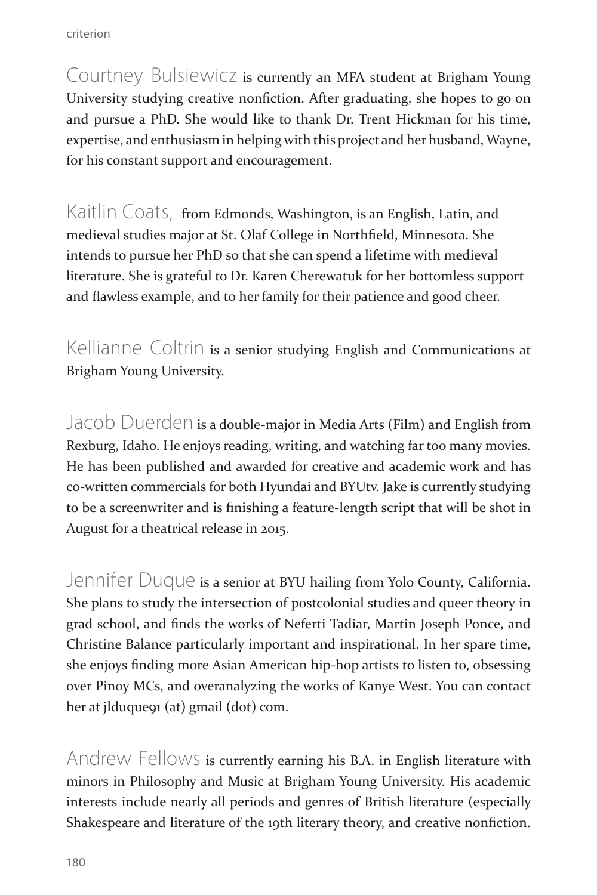Courtney Bulsiewicz is currently an MFA student at Brigham Young University studying creative nonfiction. After graduating, she hopes to go on and pursue a PhD. She would like to thank Dr. Trent Hickman for his time, expertise, and enthusiasm in helping with this project and her husband, Wayne, for his constant support and encouragement.

Kaitlin Coats, from Edmonds, Washington, is an English, Latin, and medieval studies major at St. Olaf College in Northfield, Minnesota. She intends to pursue her PhD so that she can spend a lifetime with medieval literature. She is grateful to Dr. Karen Cherewatuk for her bottomless support and flawless example, and to her family for their patience and good cheer.

Kellianne Coltrin is a senior studying English and Communications at Brigham Young University.

Jacob Duerden is a double-major in Media Arts (Film) and English from Rexburg, Idaho. He enjoys reading, writing, and watching far too many movies. He has been published and awarded for creative and academic work and has co-written commercials for both Hyundai and BYUtv. Jake is currently studying to be a screenwriter and is finishing a feature-length script that will be shot in August for a theatrical release in 2015.

Jennifer Duque is a senior at BYU hailing from Yolo County, California. She plans to study the intersection of postcolonial studies and queer theory in grad school, and finds the works of Neferti Tadiar, Martin Joseph Ponce, and Christine Balance particularly important and inspirational. In her spare time, she enjoys finding more Asian American hip-hop artists to listen to, obsessing over Pinoy MCs, and overanalyzing the works of Kanye West. You can contact her at jlduque91 (at) gmail (dot) com.

Andrew Fellows is currently earning his B.A. in English literature with minors in Philosophy and Music at Brigham Young University. His academic interests include nearly all periods and genres of British literature (especially Shakespeare and literature of the 19th literary theory, and creative nonfiction.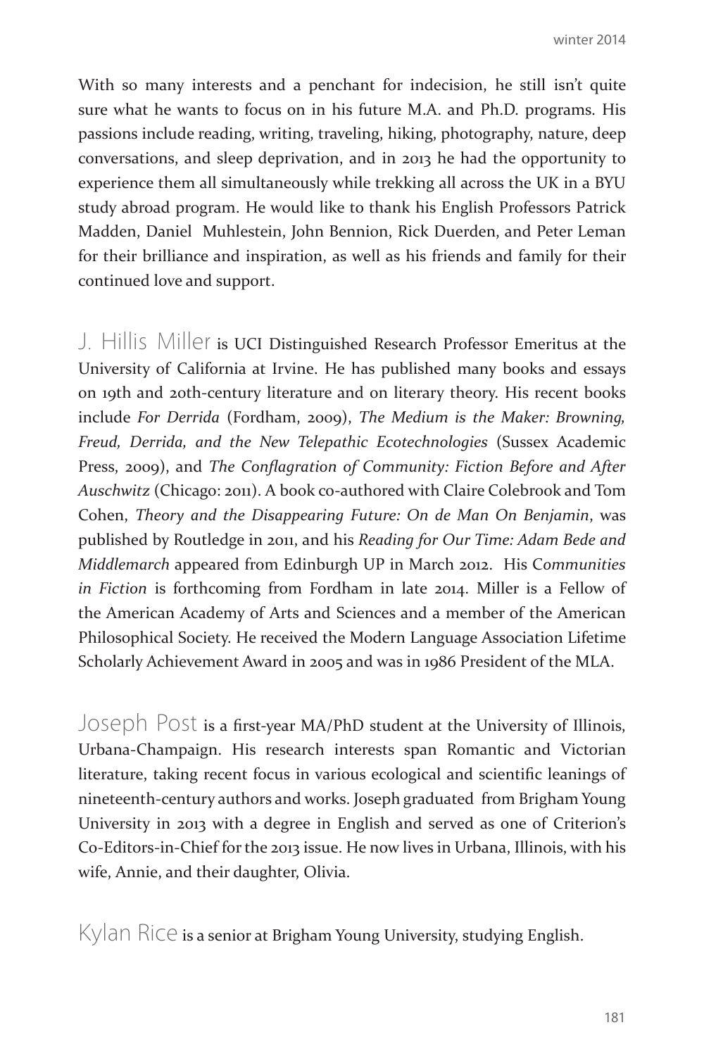With so many interests and a penchant for indecision, he still isn't quite sure what he wants to focus on in his future M.A. and Ph.D. programs. His passions include reading, writing, traveling, hiking, photography, nature, deep conversations, and sleep deprivation, and in 2013 he had the opportunity to experience them all simultaneously while trekking all across the UK in a BYU study abroad program. He would like to thank his English Professors Patrick Madden, Daniel Muhlestein, John Bennion, Rick Duerden, and Peter Leman for their brilliance and inspiration, as well as his friends and family for their continued love and support.

J. Hillis Miller is UCI Distinguished Research Professor Emeritus at the University of California at Irvine. He has published many books and essays on 19th and 20th-century literature and on literary theory. His recent books include *For Derrida* (Fordham, 2009), *The Medium is the Maker: Browning, Freud, Derrida, and the New Telepathic Ecotechnologies* (Sussex Academic Press, 2009), and *The Conflagration of Community: Fiction Before and After Auschwitz* (Chicago: 2011). A book co-authored with Claire Colebrook and Tom Cohen, *Theory and the Disappearing Future: On de Man On Benjamin*, was published by Routledge in 2011, and his *Reading for Our Time: Adam Bede and Middlemarch* appeared from Edinburgh UP in March 2012. His C*ommunities in Fiction* is forthcoming from Fordham in late 2014. Miller is a Fellow of the American Academy of Arts and Sciences and a member of the American Philosophical Society. He received the Modern Language Association Lifetime Scholarly Achievement Award in 2005 and was in 1986 President of the MLA.

Joseph Post is a first-year MA/PhD student at the University of Illinois, Urbana-Champaign. His research interests span Romantic and Victorian literature, taking recent focus in various ecological and scientific leanings of nineteenth-century authors and works. Joseph graduated from Brigham Young University in 2013 with a degree in English and served as one of Criterion's Co-Editors-in-Chief for the 2013 issue. He now lives in Urbana, Illinois, with his wife, Annie, and their daughter, Olivia.

Kylan Rice is a senior at Brigham Young University, studying English.